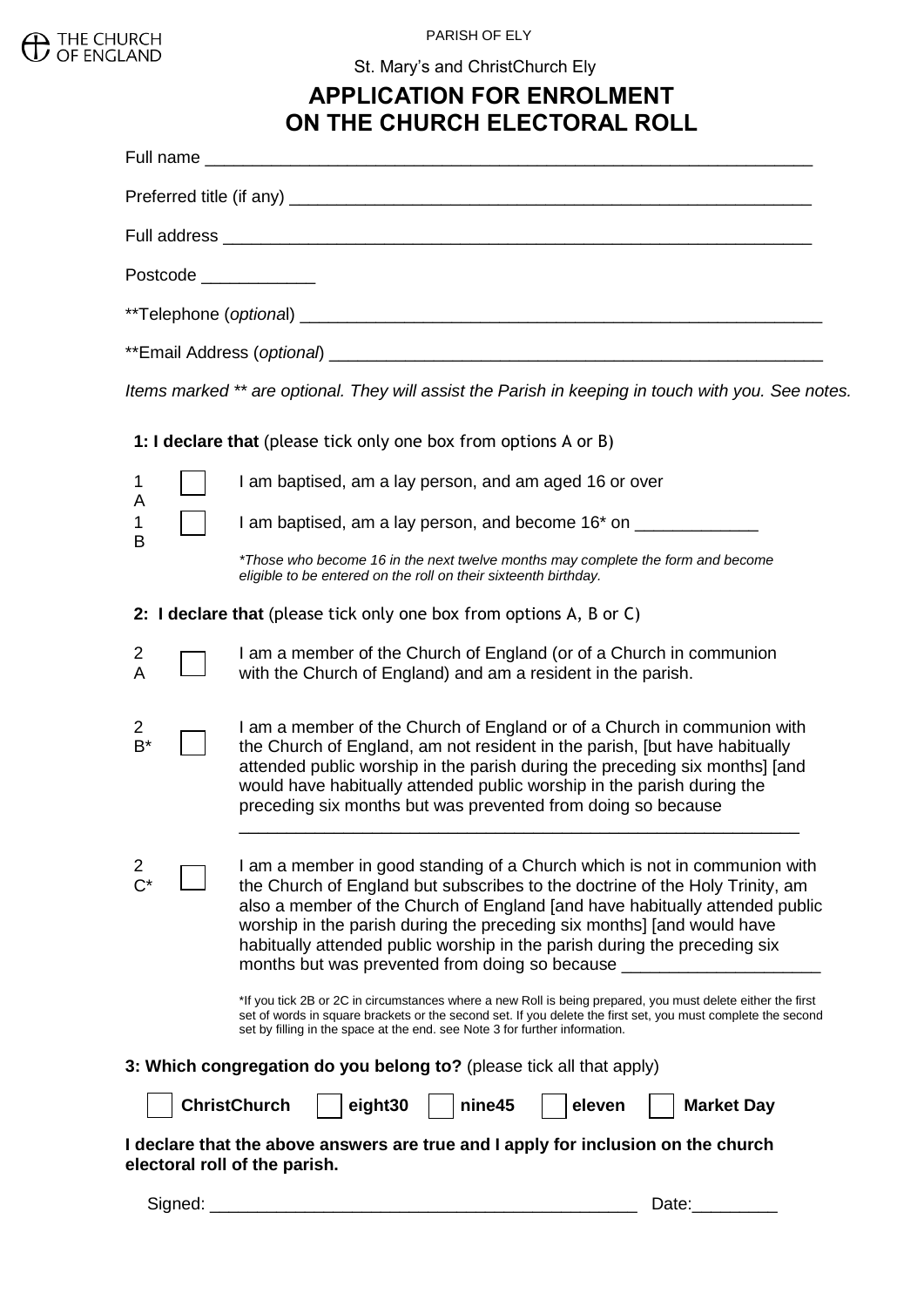THE CHURCH OF ENGLAND

PARISH OF ELY

St. Mary's and ChristChurch Ely

# APPLICATION FOR ENROLMENT ON THE CHURCH ELECTORAL ROLL

Full name ____________________________________________________________

Preferred title (if any) ______________________________________________________

Full address __________________________________________________________

Postcode ____________

**Telephone (*optional*) ____________________________________________________

**Email Address (*optional*) _________________________________________________

*Items marked ** are optional. They will assist the Parish in keeping in touch with you. See notes.*

**1: I declare that** (please tick only one box from options A or B)

- 1A ☐ I am baptised, am a lay person, and am aged 16 or over
- 1B ☐ I am baptised, am a lay person, and become 16* on _____________

  *\*Those who become 16 in the next twelve months may complete the form and become eligible to be entered on the roll on their sixteenth birthday.*

**2: I declare that** (please tick only one box from options A, B or C)

- 2A ☐ I am a member of the Church of England (or of a Church in communion with the Church of England) and am a resident in the parish.
- 2B* ☐ I am a member of the Church of England or of a Church in communion with the Church of England, am not resident in the parish, [but have habitually attended public worship in the parish during the preceding six months] [and would have habitually attended public worship in the parish during the preceding six months but was prevented from doing so because

  ____________________________________________________________
- 2C* ☐ I am a member in good standing of a Church which is not in communion with the Church of England but subscribes to the doctrine of the Holy Trinity, am also a member of the Church of England [and have habitually attended public worship in the parish during the preceding six months] [and would have habitually attended public worship in the parish during the preceding six months but was prevented from doing so because _____________________

  \*If you tick 2B or 2C in circumstances where a new Roll is being prepared, you must delete either the first set of words in square brackets or the second set. If you delete the first set, you must complete the second set by filling in the space at the end. see Note 3 for further information.

**3: Which congregation do you belong to?** (please tick all that apply)

☐ **ChristChurch** ☐ **eight30** ☐ **nine45** ☐ **eleven** ☐ **Market Day**

**I declare that the above answers are true and I apply for inclusion on the church electoral roll of the parish.**

Signed: _____________________________________________ Date:_________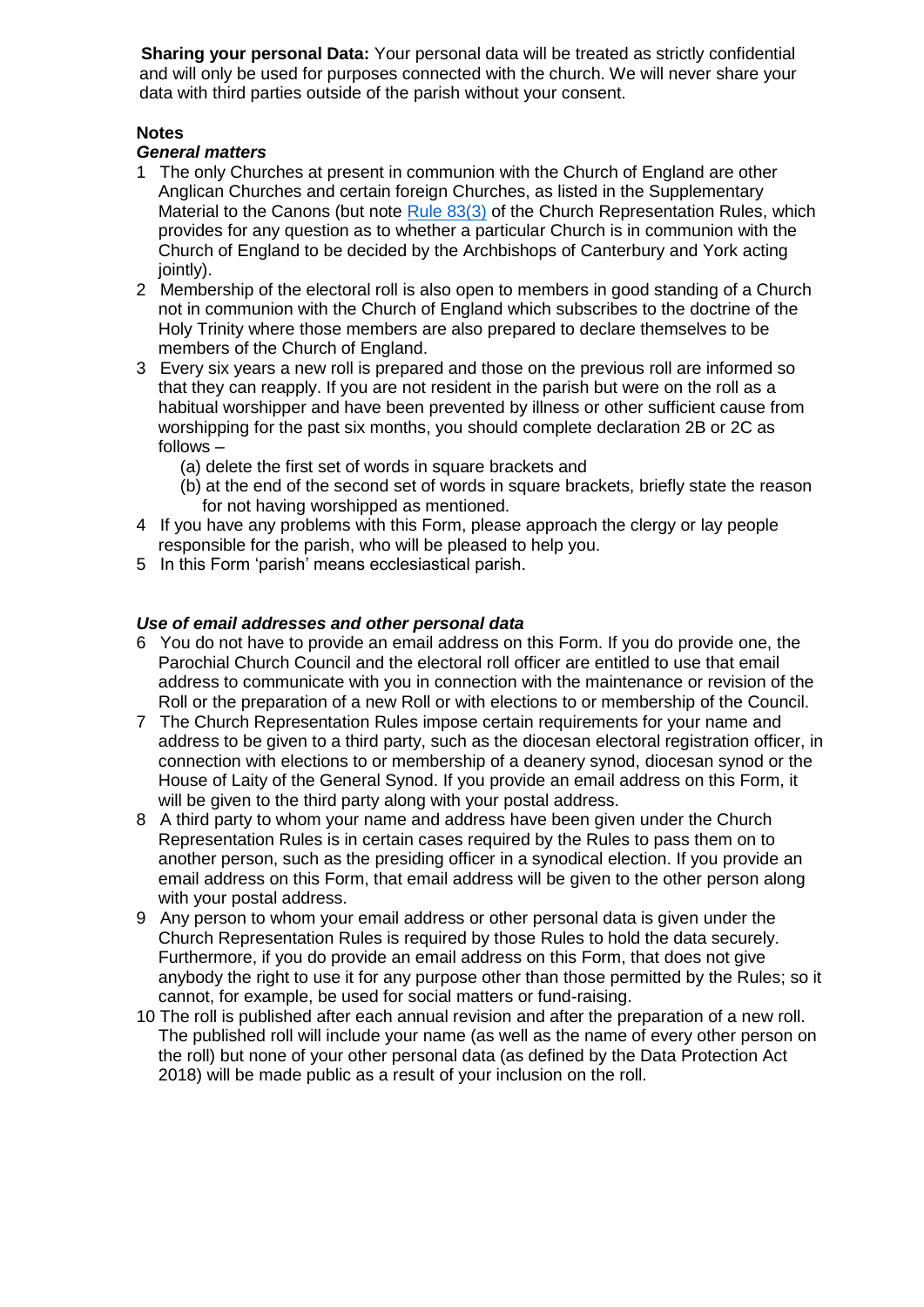**Sharing your personal Data:** Your personal data will be treated as strictly confidential and will only be used for purposes connected with the church. We will never share your data with third parties outside of the parish without your consent.

**Notes**

***General matters***

1. The only Churches at present in communion with the Church of England are other Anglican Churches and certain foreign Churches, as listed in the Supplementary Material to the Canons (but note Rule 83(3) of the Church Representation Rules, which provides for any question as to whether a particular Church is in communion with the Church of England to be decided by the Archbishops of Canterbury and York acting jointly).
2. Membership of the electoral roll is also open to members in good standing of a Church not in communion with the Church of England which subscribes to the doctrine of the Holy Trinity where those members are also prepared to declare themselves to be members of the Church of England.
3. Every six years a new roll is prepared and those on the previous roll are informed so that they can reapply. If you are not resident in the parish but were on the roll as a habitual worshipper and have been prevented by illness or other sufficient cause from worshipping for the past six months, you should complete declaration 2B or 2C as follows –
   (a) delete the first set of words in square brackets and
   (b) at the end of the second set of words in square brackets, briefly state the reason for not having worshipped as mentioned.
4. If you have any problems with this Form, please approach the clergy or lay people responsible for the parish, who will be pleased to help you.
5. In this Form 'parish' means ecclesiastical parish.

***Use of email addresses and other personal data***

6. You do not have to provide an email address on this Form. If you do provide one, the Parochial Church Council and the electoral roll officer are entitled to use that email address to communicate with you in connection with the maintenance or revision of the Roll or the preparation of a new Roll or with elections to or membership of the Council.
7. The Church Representation Rules impose certain requirements for your name and address to be given to a third party, such as the diocesan electoral registration officer, in connection with elections to or membership of a deanery synod, diocesan synod or the House of Laity of the General Synod. If you provide an email address on this Form, it will be given to the third party along with your postal address.
8. A third party to whom your name and address have been given under the Church Representation Rules is in certain cases required by the Rules to pass them on to another person, such as the presiding officer in a synodical election. If you provide an email address on this Form, that email address will be given to the other person along with your postal address.
9. Any person to whom your email address or other personal data is given under the Church Representation Rules is required by those Rules to hold the data securely. Furthermore, if you do provide an email address on this Form, that does not give anybody the right to use it for any purpose other than those permitted by the Rules; so it cannot, for example, be used for social matters or fund-raising.
10. The roll is published after each annual revision and after the preparation of a new roll. The published roll will include your name (as well as the name of every other person on the roll) but none of your other personal data (as defined by the Data Protection Act 2018) will be made public as a result of your inclusion on the roll.